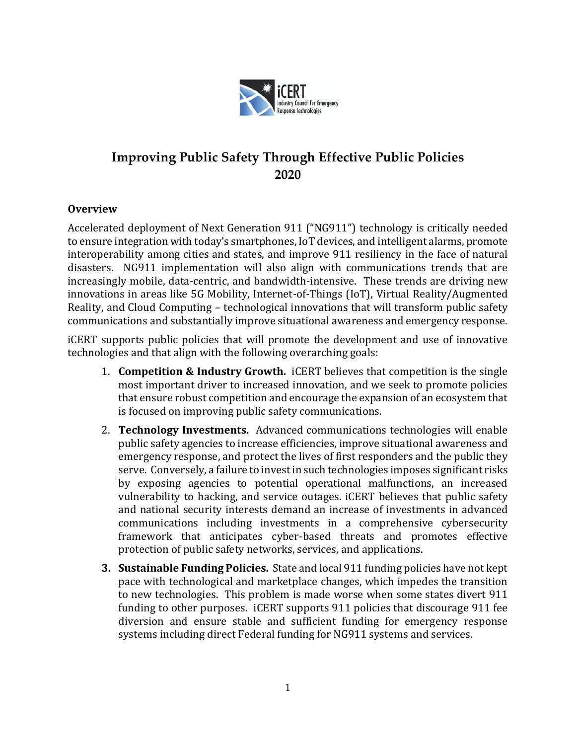# Improving Public Safety Through Effective Public Policies 2020

## Overview

Accelerated deployment of Next Generation 911 ("NG911") technology is critically needed to ensure integration with today's smartphones, IoT devices, and intelligent alarms, promote interoperability among cities and states, and improve 911 resiliency in the face of natural disasters. NG911 implementation will also align with communications trends that are increasingly mobile, data-centric, and bandwidth-intensive. These trends are driving new innovations in areas like 5G Mobility, Internet-of-Things (IoT), Virtual Reality/Augmented Reality, and Cloud Computing – technological innovations that will transform public safety communications and substantially improve situational awareness and emergency response.

iCERT supports public policies that will promote the development and use of innovative technologies and that align with the following overarching goals:

1. **Competition & Industry Growth.** iCERT believes that competition is the single most important driver to increased innovation, and we seek to promote policies that ensure robust competition and encourage the expansion of an ecosystem that is focused on improving public safety communications.
2. **Technology Investments.** Advanced communications technologies will enable public safety agencies to increase efficiencies, improve situational awareness and emergency response, and protect the lives of first responders and the public they serve. Conversely, a failure to invest in such technologies imposes significant risks by exposing agencies to potential operational malfunctions, an increased vulnerability to hacking, and service outages. iCERT believes that public safety and national security interests demand an increase of investments in advanced communications including investments in a comprehensive cybersecurity framework that anticipates cyber-based threats and promotes effective protection of public safety networks, services, and applications.
3. **Sustainable Funding Policies.** State and local 911 funding policies have not kept pace with technological and marketplace changes, which impedes the transition to new technologies. This problem is made worse when some states divert 911 funding to other purposes. iCERT supports 911 policies that discourage 911 fee diversion and ensure stable and sufficient funding for emergency response systems including direct Federal funding for NG911 systems and services.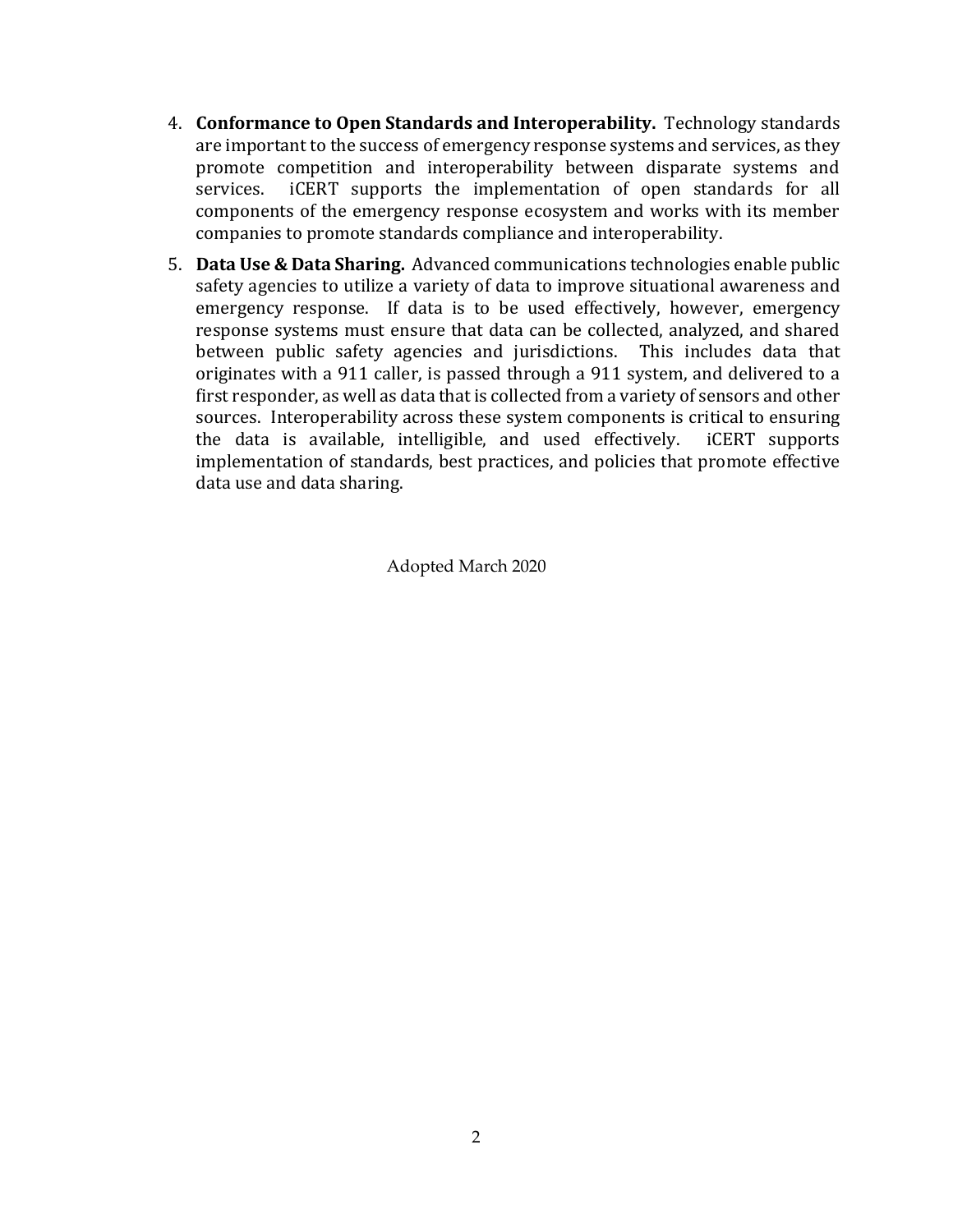4. **Conformance to Open Standards and Interoperability.** Technology standards are important to the success of emergency response systems and services, as they promote competition and interoperability between disparate systems and services. iCERT supports the implementation of open standards for all components of the emergency response ecosystem and works with its member companies to promote standards compliance and interoperability.

5. **Data Use & Data Sharing.** Advanced communications technologies enable public safety agencies to utilize a variety of data to improve situational awareness and emergency response. If data is to be used effectively, however, emergency response systems must ensure that data can be collected, analyzed, and shared between public safety agencies and jurisdictions. This includes data that originates with a 911 caller, is passed through a 911 system, and delivered to a first responder, as well as data that is collected from a variety of sensors and other sources. Interoperability across these system components is critical to ensuring the data is available, intelligible, and used effectively. iCERT supports implementation of standards, best practices, and policies that promote effective data use and data sharing.

Adopted March 2020